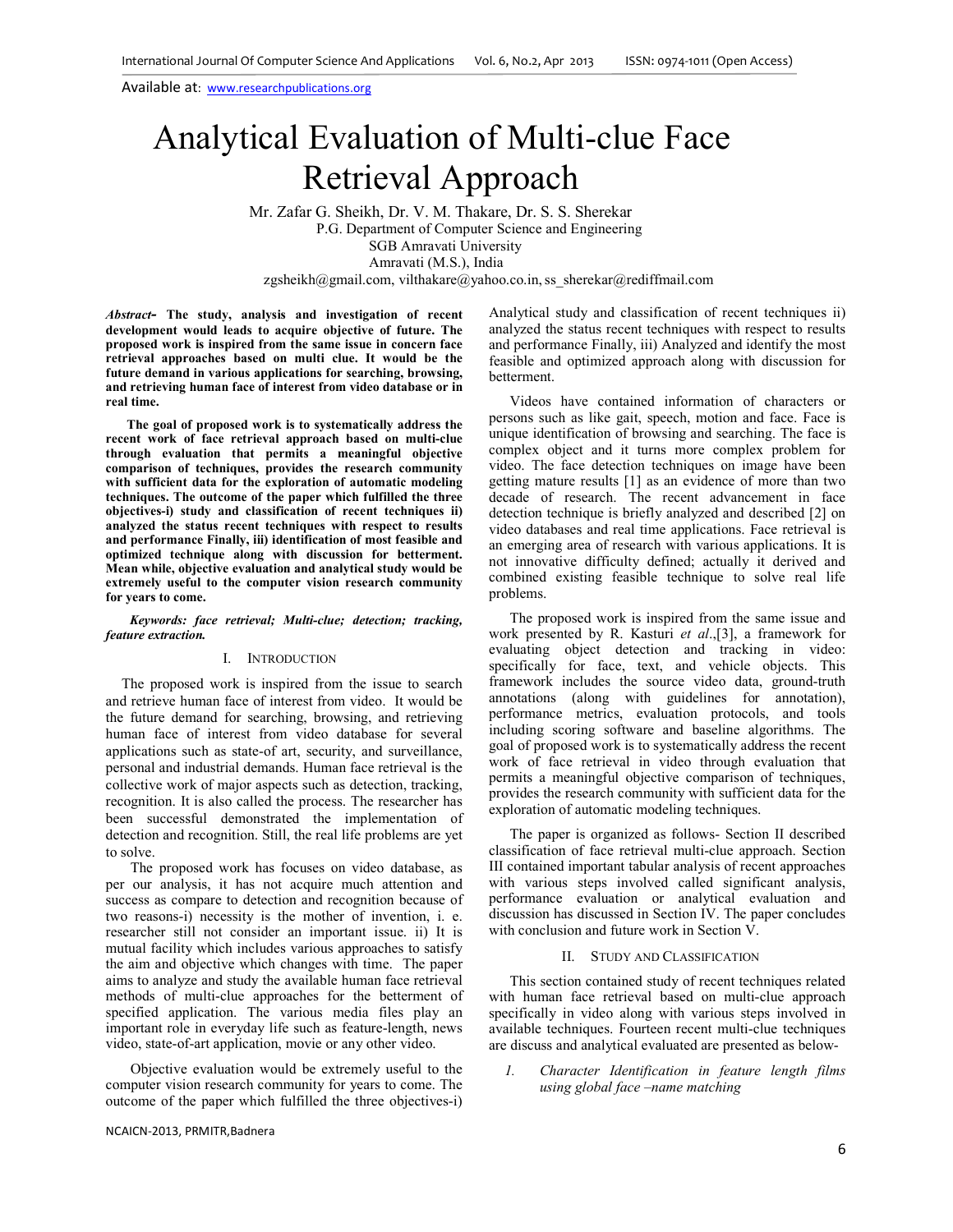Available at: www.researchpublications.org

# Analytical Evaluation of Multi-clue Face Retrieval Approach

Mr. Zafar G. Sheikh, Dr. V. M. Thakare, Dr. S. S. Sherekar
P.G. Department of Computer Science and Engineering
SGB Amravati University
Amravati (M.S.), India
zgsheikh@gmail.com, vilthakare@yahoo.co.in, ss_sherekar@rediffmail.com

***Abstract*- The study, analysis and investigation of recent development would leads to acquire objective of future. The proposed work is inspired from the same issue in concern face retrieval approaches based on multi clue. It would be the future demand in various applications for searching, browsing, and retrieving human face of interest from video database or in real time.**

**The goal of proposed work is to systematically address the recent work of face retrieval approach based on multi-clue through evaluation that permits a meaningful objective comparison of techniques, provides the research community with sufficient data for the exploration of automatic modeling techniques. The outcome of the paper which fulfilled the three objectives-i) study and classification of recent techniques ii) analyzed the status recent techniques with respect to results and performance Finally, iii) identification of most feasible and optimized technique along with discussion for betterment. Mean while, objective evaluation and analytical study would be extremely useful to the computer vision research community for years to come.**

***Keywords: face retrieval; Multi-clue; detection; tracking, feature extraction.***

## I. Introduction

The proposed work is inspired from the issue to search and retrieve human face of interest from video. It would be the future demand for searching, browsing, and retrieving human face of interest from video database for several applications such as state-of art, security, and surveillance, personal and industrial demands. Human face retrieval is the collective work of major aspects such as detection, tracking, recognition. It is also called the process. The researcher has been successful demonstrated the implementation of detection and recognition. Still, the real life problems are yet to solve.

The proposed work has focuses on video database, as per our analysis, it has not acquire much attention and success as compare to detection and recognition because of two reasons-i) necessity is the mother of invention, i. e. researcher still not consider an important issue. ii) It is mutual facility which includes various approaches to satisfy the aim and objective which changes with time. The paper aims to analyze and study the available human face retrieval methods of multi-clue approaches for the betterment of specified application. The various media files play an important role in everyday life such as feature-length, news video, state-of-art application, movie or any other video.

Objective evaluation would be extremely useful to the computer vision research community for years to come. The outcome of the paper which fulfilled the three objectives-i) Analytical study and classification of recent techniques ii) analyzed the status recent techniques with respect to results and performance Finally, iii) Analyzed and identify the most feasible and optimized approach along with discussion for betterment.

Videos have contained information of characters or persons such as like gait, speech, motion and face. Face is unique identification of browsing and searching. The face is complex object and it turns more complex problem for video. The face detection techniques on image have been getting mature results [1] as an evidence of more than two decade of research. The recent advancement in face detection technique is briefly analyzed and described [2] on video databases and real time applications. Face retrieval is an emerging area of research with various applications. It is not innovative difficulty defined; actually it derived and combined existing feasible technique to solve real life problems.

The proposed work is inspired from the same issue and work presented by R. Kasturi *et al*.,[3], a framework for evaluating object detection and tracking in video: specifically for face, text, and vehicle objects. This framework includes the source video data, ground-truth annotations (along with guidelines for annotation), performance metrics, evaluation protocols, and tools including scoring software and baseline algorithms. The goal of proposed work is to systematically address the recent work of face retrieval in video through evaluation that permits a meaningful objective comparison of techniques, provides the research community with sufficient data for the exploration of automatic modeling techniques.

The paper is organized as follows- Section II described classification of face retrieval multi-clue approach. Section III contained important tabular analysis of recent approaches with various steps involved called significant analysis, performance evaluation or analytical evaluation and discussion has discussed in Section IV. The paper concludes with conclusion and future work in Section V.

## II. Study and Classification

This section contained study of recent techniques related with human face retrieval based on multi-clue approach specifically in video along with various steps involved in available techniques. Fourteen recent multi-clue techniques are discuss and analytical evaluated are presented as below-

1. *Character Identification in feature length films using global face –name matching*

NCAICN-2013, PRMITR,Badnera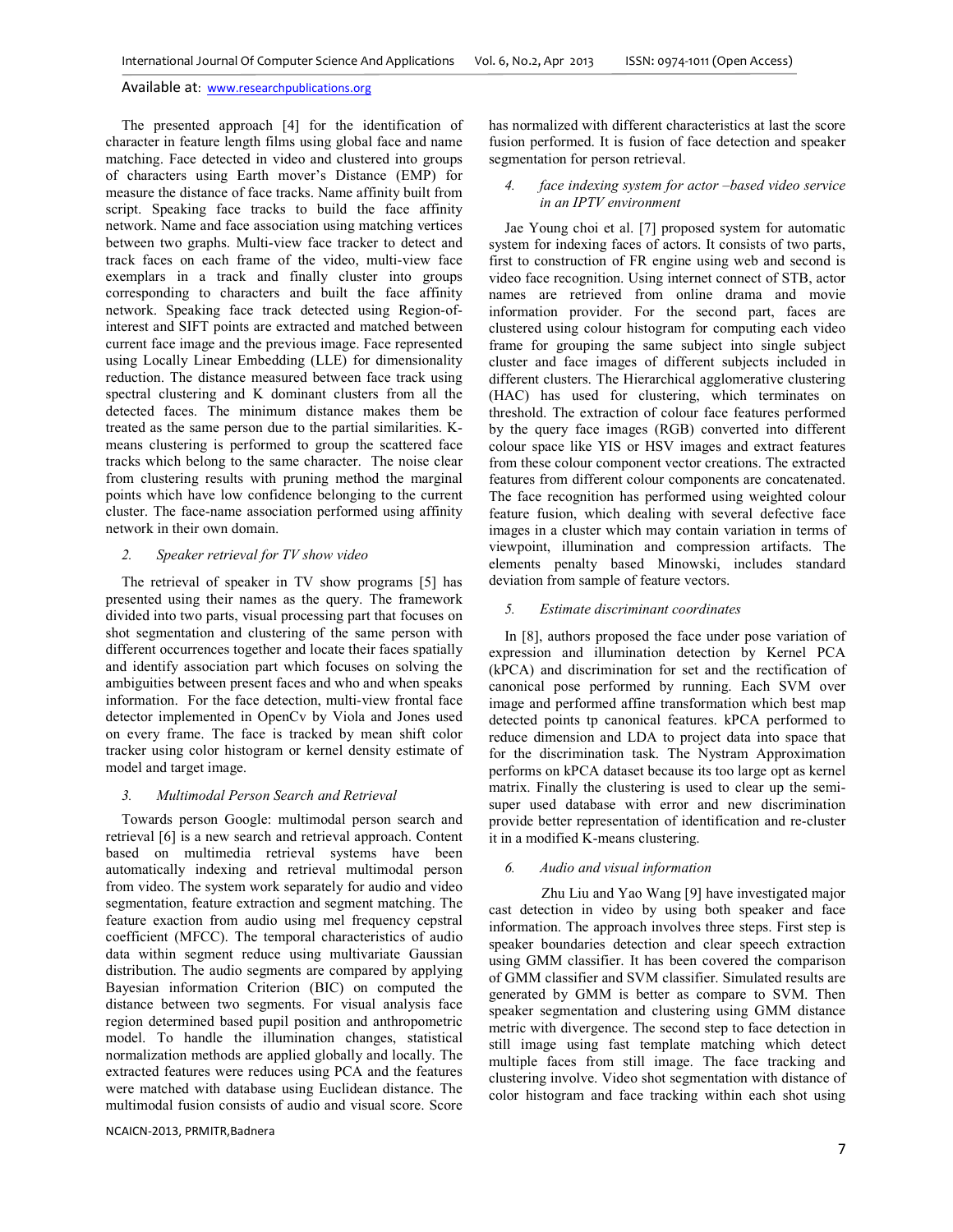The presented approach [4] for the identification of character in feature length films using global face and name matching. Face detected in video and clustered into groups of characters using Earth mover's Distance (EMP) for measure the distance of face tracks. Name affinity built from script. Speaking face tracks to build the face affinity network. Name and face association using matching vertices between two graphs. Multi-view face tracker to detect and track faces on each frame of the video, multi-view face exemplars in a track and finally cluster into groups corresponding to characters and built the face affinity network. Speaking face track detected using Region-of-interest and SIFT points are extracted and matched between current face image and the previous image. Face represented using Locally Linear Embedding (LLE) for dimensionality reduction. The distance measured between face track using spectral clustering and K dominant clusters from all the detected faces. The minimum distance makes them be treated as the same person due to the partial similarities. K-means clustering is performed to group the scattered face tracks which belong to the same character. The noise clear from clustering results with pruning method the marginal points which have low confidence belonging to the current cluster. The face-name association performed using affinity network in their own domain.

### 2. *Speaker retrieval for TV show video*

The retrieval of speaker in TV show programs [5] has presented using their names as the query. The framework divided into two parts, visual processing part that focuses on shot segmentation and clustering of the same person with different occurrences together and locate their faces spatially and identify association part which focuses on solving the ambiguities between present faces and who and when speaks information. For the face detection, multi-view frontal face detector implemented in OpenCv by Viola and Jones used on every frame. The face is tracked by mean shift color tracker using color histogram or kernel density estimate of model and target image.

### 3. *Multimodal Person Search and Retrieval*

Towards person Google: multimodal person search and retrieval [6] is a new search and retrieval approach. Content based on multimedia retrieval systems have been automatically indexing and retrieval multimodal person from video. The system work separately for audio and video segmentation, feature extraction and segment matching. The feature exaction from audio using mel frequency cepstral coefficient (MFCC). The temporal characteristics of audio data within segment reduce using multivariate Gaussian distribution. The audio segments are compared by applying Bayesian information Criterion (BIC) on computed the distance between two segments. For visual analysis face region determined based pupil position and anthropometric model. To handle the illumination changes, statistical normalization methods are applied globally and locally. The extracted features were reduces using PCA and the features were matched with database using Euclidean distance. The multimodal fusion consists of audio and visual score. Score has normalized with different characteristics at last the score fusion performed. It is fusion of face detection and speaker segmentation for person retrieval.

### 4. *face indexing system for actor –based video service in an IPTV environment*

Jae Young choi et al. [7] proposed system for automatic system for indexing faces of actors. It consists of two parts, first to construction of FR engine using web and second is video face recognition. Using internet connect of STB, actor names are retrieved from online drama and movie information provider. For the second part, faces are clustered using colour histogram for computing each video frame for grouping the same subject into single subject cluster and face images of different subjects included in different clusters. The Hierarchical agglomerative clustering (HAC) has used for clustering, which terminates on threshold. The extraction of colour face features performed by the query face images (RGB) converted into different colour space like YIS or HSV images and extract features from these colour component vector creations. The extracted features from different colour components are concatenated. The face recognition has performed using weighted colour feature fusion, which dealing with several defective face images in a cluster which may contain variation in terms of viewpoint, illumination and compression artifacts. The elements penalty based Minowski, includes standard deviation from sample of feature vectors.

### 5. *Estimate discriminant coordinates*

In [8], authors proposed the face under pose variation of expression and illumination detection by Kernel PCA (kPCA) and discrimination for set and the rectification of canonical pose performed by running. Each SVM over image and performed affine transformation which best map detected points tp canonical features. kPCA performed to reduce dimension and LDA to project data into space that for the discrimination task. The Nystram Approximation performs on kPCA dataset because its too large opt as kernel matrix. Finally the clustering is used to clear up the semi-super used database with error and new discrimination provide better representation of identification and re-cluster it in a modified K-means clustering.

### 6. *Audio and visual information*

Zhu Liu and Yao Wang [9] have investigated major cast detection in video by using both speaker and face information. The approach involves three steps. First step is speaker boundaries detection and clear speech extraction using GMM classifier. It has been covered the comparison of GMM classifier and SVM classifier. Simulated results are generated by GMM is better as compare to SVM. Then speaker segmentation and clustering using GMM distance metric with divergence. The second step to face detection in still image using fast template matching which detect multiple faces from still image. The face tracking and clustering involve. Video shot segmentation with distance of color histogram and face tracking within each shot using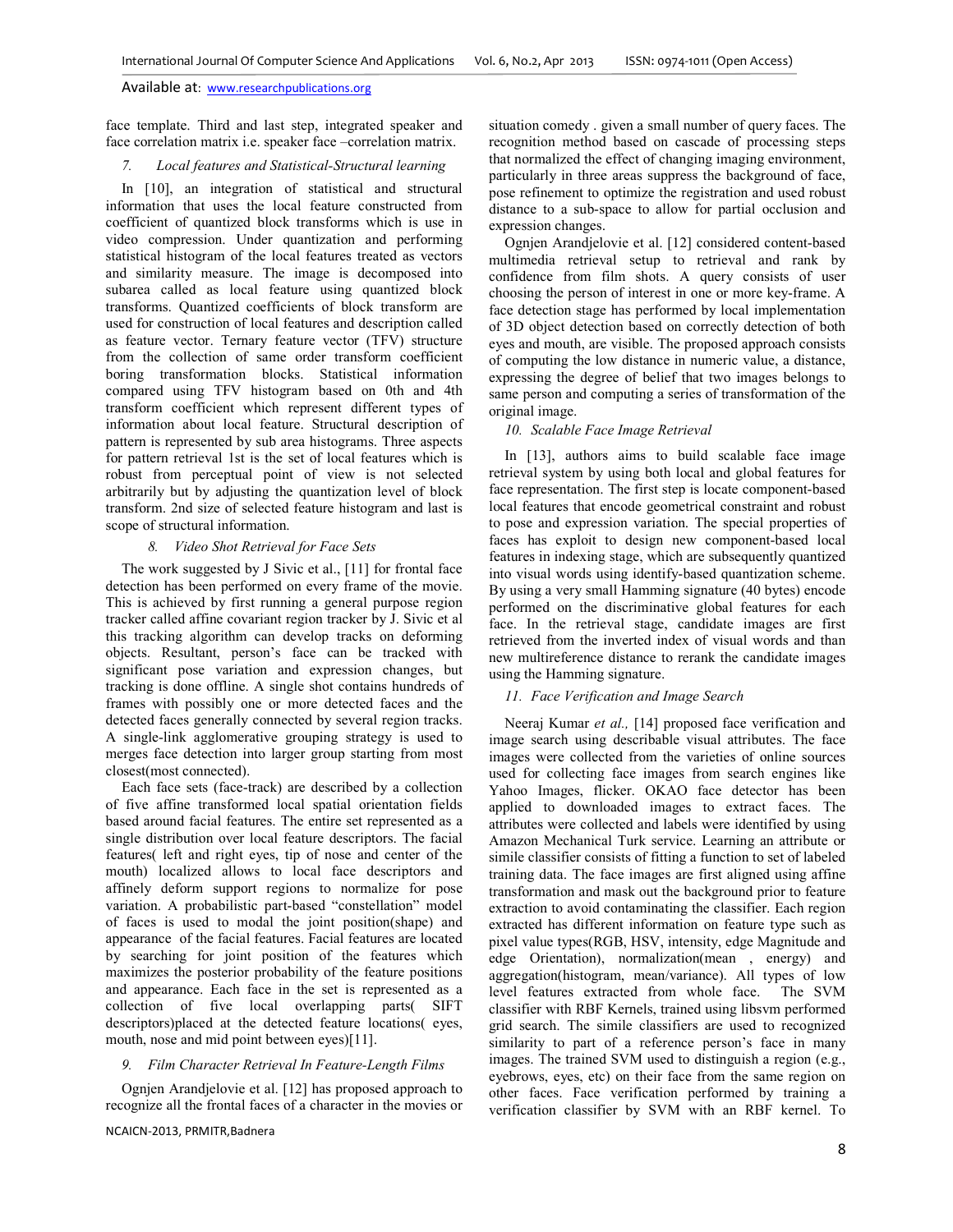face template. Third and last step, integrated speaker and face correlation matrix i.e. speaker face –correlation matrix.

### *7. Local features and Statistical-Structural learning*

In [10], an integration of statistical and structural information that uses the local feature constructed from coefficient of quantized block transforms which is use in video compression. Under quantization and performing statistical histogram of the local features treated as vectors and similarity measure. The image is decomposed into subarea called as local feature using quantized block transforms. Quantized coefficients of block transform are used for construction of local features and description called as feature vector. Ternary feature vector (TFV) structure from the collection of same order transform coefficient boring transformation blocks. Statistical information compared using TFV histogram based on 0th and 4th transform coefficient which represent different types of information about local feature. Structural description of pattern is represented by sub area histograms. Three aspects for pattern retrieval 1st is the set of local features which is robust from perceptual point of view is not selected arbitrarily but by adjusting the quantization level of block transform. 2nd size of selected feature histogram and last is scope of structural information.

### *8. Video Shot Retrieval for Face Sets*

The work suggested by J Sivic et al., [11] for frontal face detection has been performed on every frame of the movie. This is achieved by first running a general purpose region tracker called affine covariant region tracker by J. Sivic et al this tracking algorithm can develop tracks on deforming objects. Resultant, person's face can be tracked with significant pose variation and expression changes, but tracking is done offline. A single shot contains hundreds of frames with possibly one or more detected faces and the detected faces generally connected by several region tracks. A single-link agglomerative grouping strategy is used to merges face detection into larger group starting from most closest(most connected).

Each face sets (face-track) are described by a collection of five affine transformed local spatial orientation fields based around facial features. The entire set represented as a single distribution over local feature descriptors. The facial features( left and right eyes, tip of nose and center of the mouth) localized allows to local face descriptors and affinely deform support regions to normalize for pose variation. A probabilistic part-based "constellation" model of faces is used to modal the joint position(shape) and appearance of the facial features. Facial features are located by searching for joint position of the features which maximizes the posterior probability of the feature positions and appearance. Each face in the set is represented as a collection of five local overlapping parts( SIFT descriptors)placed at the detected feature locations( eyes, mouth, nose and mid point between eyes)[11].

### *9. Film Character Retrieval In Feature-Length Films*

Ognjen Arandjelovie et al. [12] has proposed approach to recognize all the frontal faces of a character in the movies or situation comedy . given a small number of query faces. The recognition method based on cascade of processing steps that normalized the effect of changing imaging environment, particularly in three areas suppress the background of face, pose refinement to optimize the registration and used robust distance to a sub-space to allow for partial occlusion and expression changes.

Ognjen Arandjelovie et al. [12] considered content-based multimedia retrieval setup to retrieval and rank by confidence from film shots. A query consists of user choosing the person of interest in one or more key-frame. A face detection stage has performed by local implementation of 3D object detection based on correctly detection of both eyes and mouth, are visible. The proposed approach consists of computing the low distance in numeric value, a distance, expressing the degree of belief that two images belongs to same person and computing a series of transformation of the original image.

### *10. Scalable Face Image Retrieval*

In [13], authors aims to build scalable face image retrieval system by using both local and global features for face representation. The first step is locate component-based local features that encode geometrical constraint and robust to pose and expression variation. The special properties of faces has exploit to design new component-based local features in indexing stage, which are subsequently quantized into visual words using identify-based quantization scheme. By using a very small Hamming signature (40 bytes) encode performed on the discriminative global features for each face. In the retrieval stage, candidate images are first retrieved from the inverted index of visual words and than new multireference distance to rerank the candidate images using the Hamming signature.

### *11. Face Verification and Image Search*

Neeraj Kumar *et al.,* [14] proposed face verification and image search using describable visual attributes. The face images were collected from the varieties of online sources used for collecting face images from search engines like Yahoo Images, flicker. OKAO face detector has been applied to downloaded images to extract faces. The attributes were collected and labels were identified by using Amazon Mechanical Turk service. Learning an attribute or simile classifier consists of fitting a function to set of labeled training data. The face images are first aligned using affine transformation and mask out the background prior to feature extraction to avoid contaminating the classifier. Each region extracted has different information on feature type such as pixel value types(RGB, HSV, intensity, edge Magnitude and edge Orientation), normalization(mean , energy) and aggregation(histogram, mean/variance). All types of low level features extracted from whole face. The SVM classifier with RBF Kernels, trained using libsvm performed grid search. The simile classifiers are used to recognized similarity to part of a reference person's face in many images. The trained SVM used to distinguish a region (e.g., eyebrows, eyes, etc) on their face from the same region on other faces. Face verification performed by training a verification classifier by SVM with an RBF kernel. To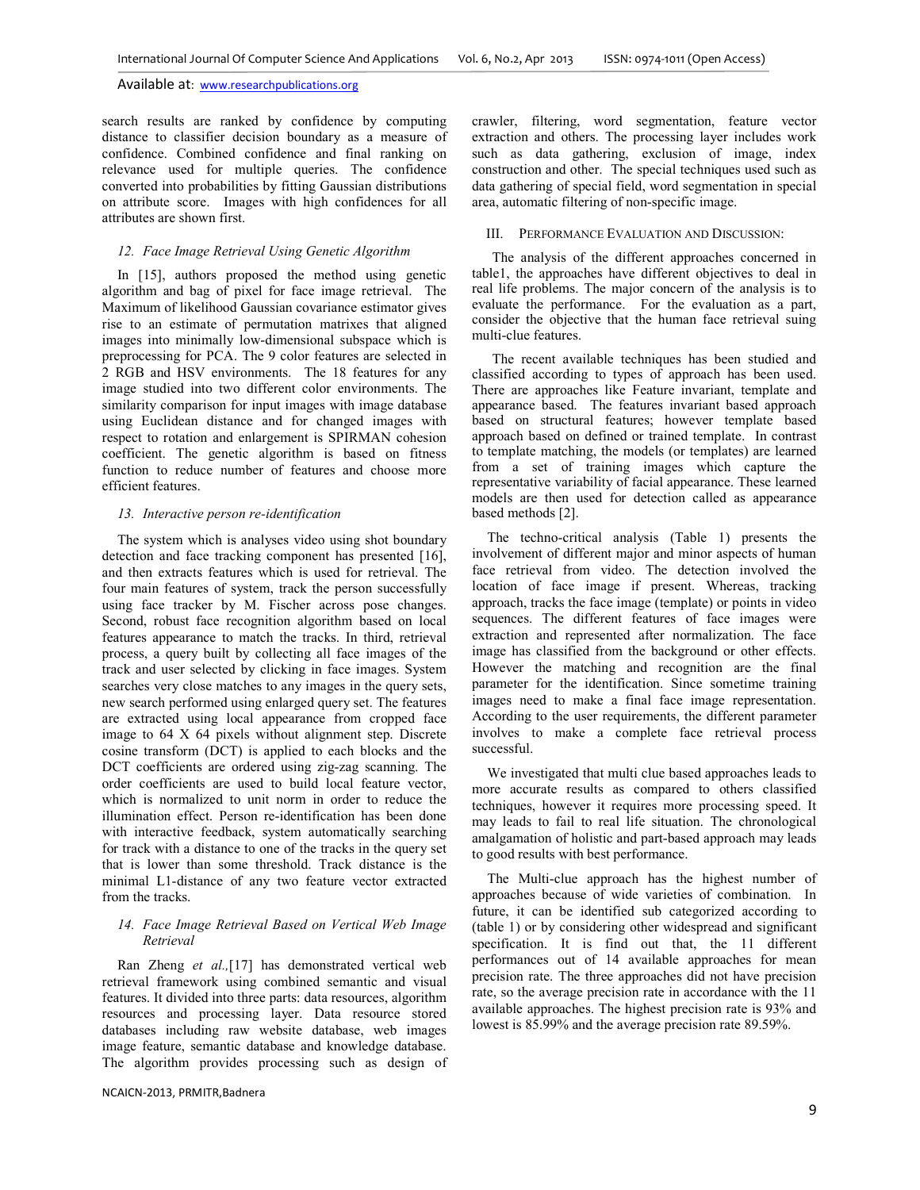search results are ranked by confidence by computing distance to classifier decision boundary as a measure of confidence. Combined confidence and final ranking on relevance used for multiple queries. The confidence converted into probabilities by fitting Gaussian distributions on attribute score. Images with high confidences for all attributes are shown first.

### *12. Face Image Retrieval Using Genetic Algorithm*

In [15], authors proposed the method using genetic algorithm and bag of pixel for face image retrieval. The Maximum of likelihood Gaussian covariance estimator gives rise to an estimate of permutation matrixes that aligned images into minimally low-dimensional subspace which is preprocessing for PCA. The 9 color features are selected in 2 RGB and HSV environments. The 18 features for any image studied into two different color environments. The similarity comparison for input images with image database using Euclidean distance and for changed images with respect to rotation and enlargement is SPIRMAN cohesion coefficient. The genetic algorithm is based on fitness function to reduce number of features and choose more efficient features.

### *13. Interactive person re-identification*

The system which is analyses video using shot boundary detection and face tracking component has presented [16], and then extracts features which is used for retrieval. The four main features of system, track the person successfully using face tracker by M. Fischer across pose changes. Second, robust face recognition algorithm based on local features appearance to match the tracks. In third, retrieval process, a query built by collecting all face images of the track and user selected by clicking in face images. System searches very close matches to any images in the query sets, new search performed using enlarged query set. The features are extracted using local appearance from cropped face image to 64 X 64 pixels without alignment step. Discrete cosine transform (DCT) is applied to each blocks and the DCT coefficients are ordered using zig-zag scanning. The order coefficients are used to build local feature vector, which is normalized to unit norm in order to reduce the illumination effect. Person re-identification has been done with interactive feedback, system automatically searching for track with a distance to one of the tracks in the query set that is lower than some threshold. Track distance is the minimal L1-distance of any two feature vector extracted from the tracks.

### *14. Face Image Retrieval Based on Vertical Web Image Retrieval*

Ran Zheng *et al.,*[17] has demonstrated vertical web retrieval framework using combined semantic and visual features. It divided into three parts: data resources, algorithm resources and processing layer. Data resource stored databases including raw website database, web images image feature, semantic database and knowledge database. The algorithm provides processing such as design of crawler, filtering, word segmentation, feature vector extraction and others. The processing layer includes work such as data gathering, exclusion of image, index construction and other. The special techniques used such as data gathering of special field, word segmentation in special area, automatic filtering of non-specific image.

## III. Performance Evaluation and Discussion:

The analysis of the different approaches concerned in table1, the approaches have different objectives to deal in real life problems. The major concern of the analysis is to evaluate the performance. For the evaluation as a part, consider the objective that the human face retrieval suing multi-clue features.

The recent available techniques has been studied and classified according to types of approach has been used. There are approaches like Feature invariant, template and appearance based. The features invariant based approach based on structural features; however template based approach based on defined or trained template. In contrast to template matching, the models (or templates) are learned from a set of training images which capture the representative variability of facial appearance. These learned models are then used for detection called as appearance based methods [2].

The techno-critical analysis (Table 1) presents the involvement of different major and minor aspects of human face retrieval from video. The detection involved the location of face image if present. Whereas, tracking approach, tracks the face image (template) or points in video sequences. The different features of face images were extraction and represented after normalization. The face image has classified from the background or other effects. However the matching and recognition are the final parameter for the identification. Since sometime training images need to make a final face image representation. According to the user requirements, the different parameter involves to make a complete face retrieval process successful.

We investigated that multi clue based approaches leads to more accurate results as compared to others classified techniques, however it requires more processing speed. It may leads to fail to real life situation. The chronological amalgamation of holistic and part-based approach may leads to good results with best performance.

The Multi-clue approach has the highest number of approaches because of wide varieties of combination. In future, it can be identified sub categorized according to (table 1) or by considering other widespread and significant specification. It is find out that, the 11 different performances out of 14 available approaches for mean precision rate. The three approaches did not have precision rate, so the average precision rate in accordance with the 11 available approaches. The highest precision rate is 93% and lowest is 85.99% and the average precision rate 89.59%.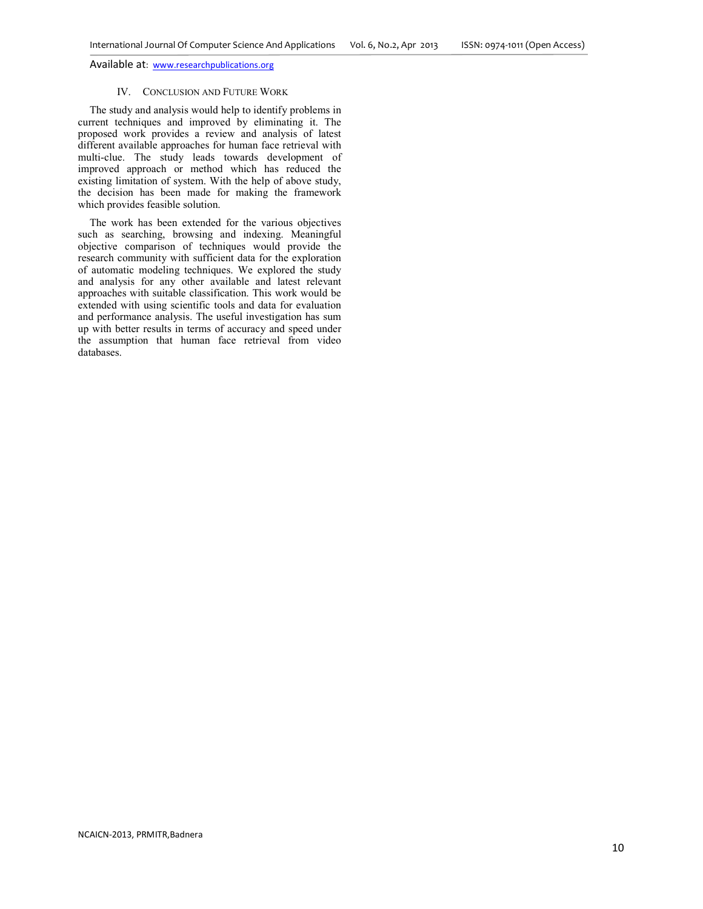## IV. Conclusion and Future Work

The study and analysis would help to identify problems in current techniques and improved by eliminating it. The proposed work provides a review and analysis of latest different available approaches for human face retrieval with multi-clue. The study leads towards development of improved approach or method which has reduced the existing limitation of system. With the help of above study, the decision has been made for making the framework which provides feasible solution.

The work has been extended for the various objectives such as searching, browsing and indexing. Meaningful objective comparison of techniques would provide the research community with sufficient data for the exploration of automatic modeling techniques. We explored the study and analysis for any other available and latest relevant approaches with suitable classification. This work would be extended with using scientific tools and data for evaluation and performance analysis. The useful investigation has sum up with better results in terms of accuracy and speed under the assumption that human face retrieval from video databases.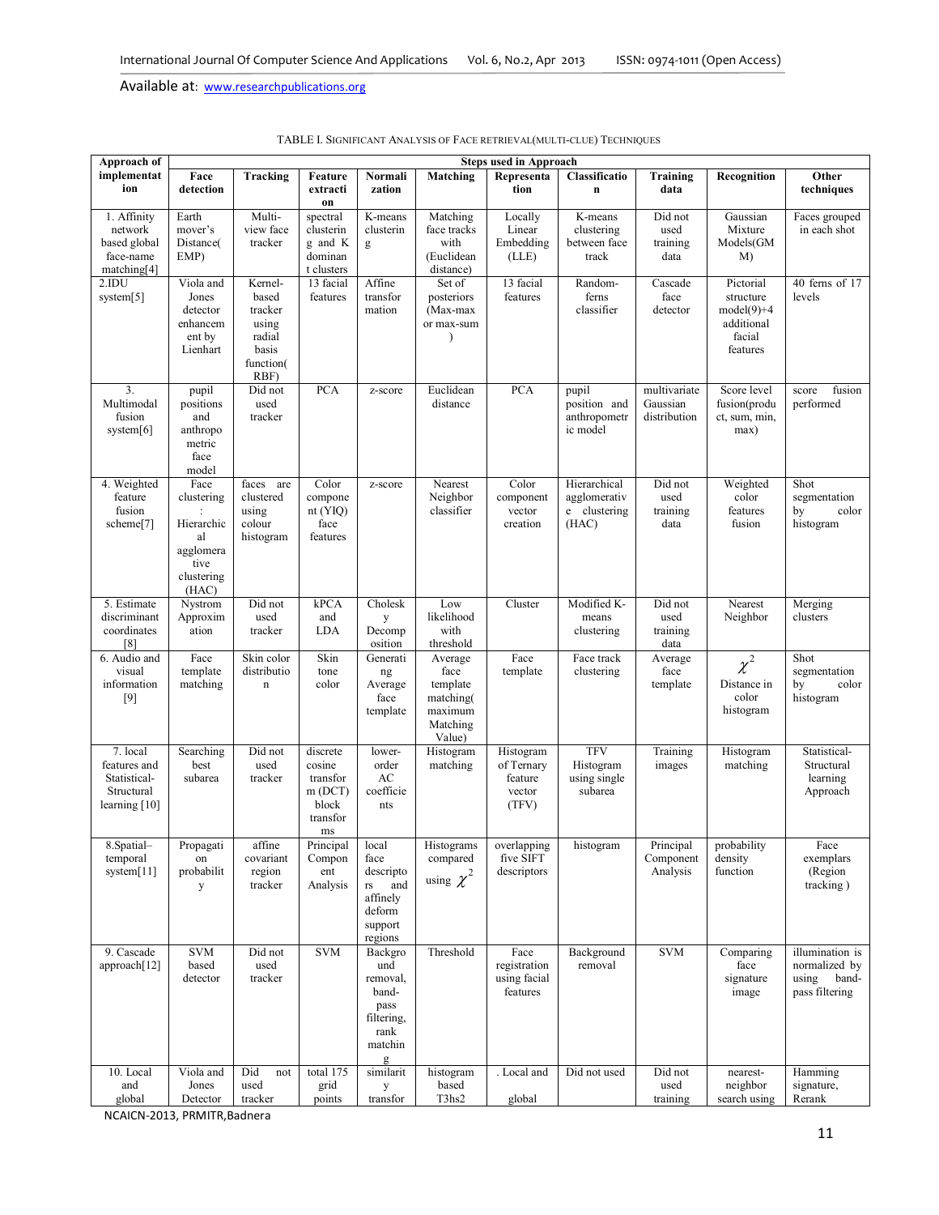TABLE I. SIGNIFICANT ANALYSIS OF FACE RETRIEVAL(MULTI-CLUE) TECHNIQUES

| Approach of implementation | Steps used in Approach | | | | | | | | | |
|---|---|---|---|---|---|---|---|---|---|---|
| | Face detection | Tracking | Feature extraction | Normalization | Matching | Representation | Classification | Training data | Recognition | Other techniques |
| 1. Affinity network based global face-name matching[4] | Earth mover's Distance( EMP) | Multi-view face tracker | spectral clustering and K dominant clusters | K-means clustering | Matching face tracks with (Euclidean distance) | Locally Linear Embedding (LLE) | K-means clustering between face track | Did not used training data | Gaussian Mixture Models(GMM) | Faces grouped in each shot |
| 2.IDU system[5] | Viola and Jones detector enhancement by Lienhart | Kernel-based tracker using radial basis function( RBF) | 13 facial features | Affine transformation | Set of posteriors (Max-max or max-sum ) | 13 facial features | Random-ferns classifier | Cascade face detector | Pictorial structure model(9)+4 additional facial features | 40 ferns of 17 levels |
| 3. Multimodal fusion system[6] | pupil positions and anthropometric face model | Did not used tracker | PCA | z-score | Euclidean distance | PCA | pupil position and anthropometric model | multivariate Gaussian distribution | Score level fusion(product, sum, min, max) | score fusion performed |
| 4. Weighted feature fusion scheme[7] | Face clustering : Hierarchical agglomerative clustering (HAC) | faces are clustered using colour histogram | Color component (YIQ) face features | z-score | Nearest Neighbor classifier | Color component vector creation | Hierarchical agglomerative clustering (HAC) | Did not used training data | Weighted color features fusion | Shot segmentation by color histogram |
| 5. Estimate discriminant coordinates [8] | Nystrom Approximation | Did not used tracker | kPCA and LDA | Cholesky Decomposition | Low likelihood with threshold | Cluster | Modified K-means clustering | Did not used training data | Nearest Neighbor | Merging clusters |
| 6. Audio and visual information [9] | Face template matching | Skin color distribution | Skin tone color | Generating Average face template | Average face template matching( maximum Matching Value) | Face template | Face track clustering | Average face template | $\chi^2$ Distance in color histogram | Shot segmentation by color histogram |
| 7. local features and Statistical-Structural learning [10] | Searching best subarea | Did not used tracker | discrete cosine transform (DCT) block transforms | lower-order AC coefficients | Histogram matching | Histogram of Ternary feature vector (TFV) | TFV Histogram using single subarea | Training images | Histogram matching | Statistical-Structural learning Approach |
| 8.Spatial–temporal system[11] | Propagation probability | affine covariant region tracker | Principal Component Analysis | local face descriptors and affinely deform support regions | Histograms compared using $\chi^2$ | overlapping five SIFT descriptors | histogram | Principal Component Analysis | probability density function | Face exemplars (Region tracking ) |
| 9. Cascade approach[12] | SVM based detector | Did not used tracker | SVM | Background removal, band-pass filtering, rank matching | Threshold | Face registration using facial features | Background removal | SVM | Comparing face signature image | illumination is normalized by using band-pass filtering |
| 10. Local and global | Viola and Jones Detector | Did not used tracker | total 175 grid points | similarity transfor | histogram based T3hs2 | . Local and global | Did not used | Did not used training | nearest-neighbor search using | Hamming signature, Rerank |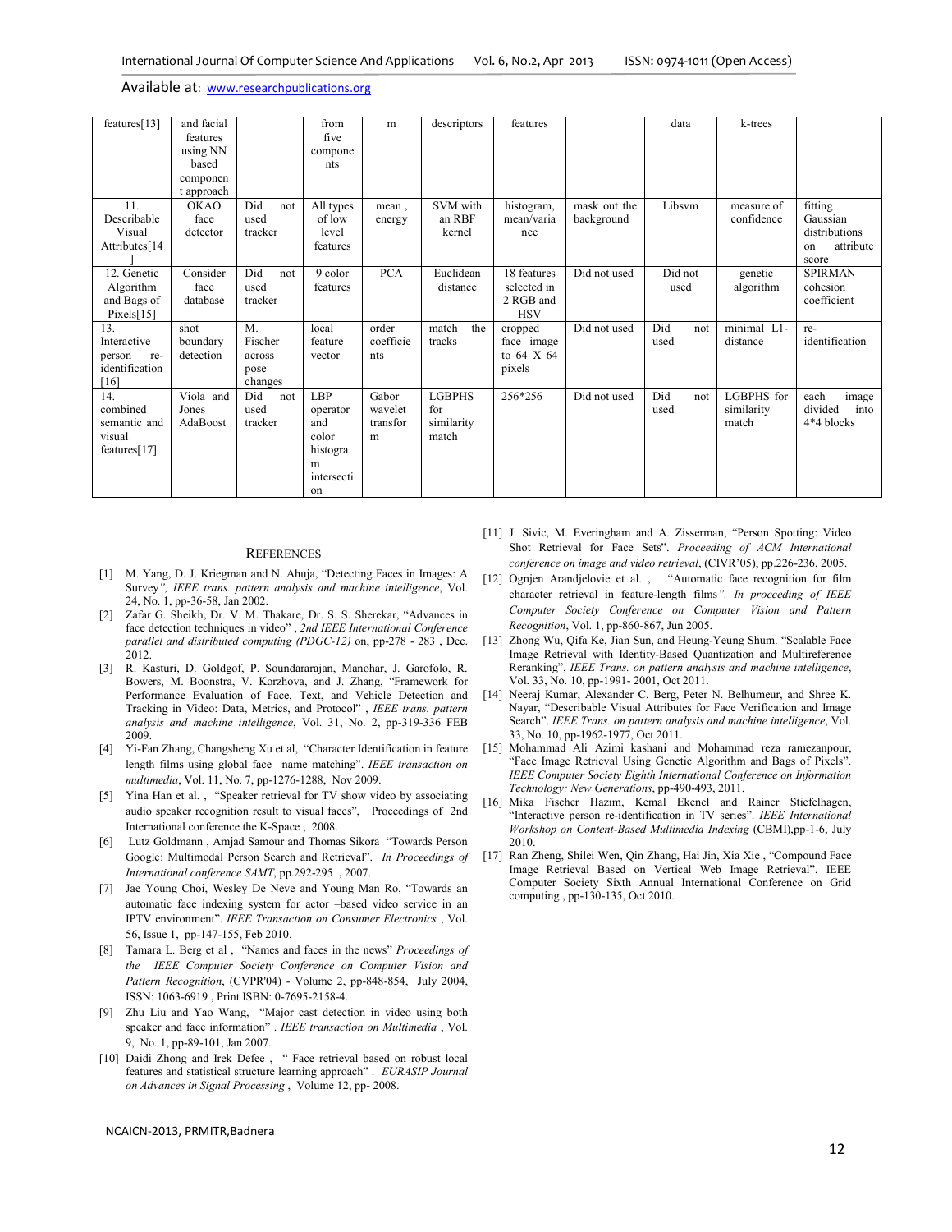| | | | | | | | | | | |
|---|---|---|---|---|---|---|---|---|---|---|
| features[13] | and facial features using NN based component approach | | from five components | m | descriptors | features | | data | k-trees | |
| 11. Describable Visual Attributes[14] | OKAO face detector | Did not used tracker | All types of low level features | mean , energy | SVM with an RBF kernel | histogram, mean/variance | mask out the background | Libsvm | measure of confidence | fitting Gaussian distributions on attribute score |
| 12. Genetic Algorithm and Bags of Pixels[15] | Consider face database | Did not used tracker | 9 color features | PCA | Euclidean distance | 18 features selected in 2 RGB and HSV | Did not used | Did not used | genetic algorithm | SPIRMAN cohesion coefficient |
| 13. Interactive person re-identification [16] | shot boundary detection | M. Fischer across pose changes | local feature vector | order coefficients | match the tracks | cropped face image to 64 X 64 pixels | Did not used | Did not used | minimal L1-distance | re-identification |
| 14. combined semantic and visual features[17] | Viola and Jones AdaBoost | Did not used tracker | LBP operator and color histogram intersection | Gabor wavelet transform | LGBPHS for similarity match | 256*256 | Did not used | Did not used | LGBPHS for similarity match | each image divided into 4*4 blocks |

## REFERENCES

[1] M. Yang, D. J. Kriegman and N. Ahuja, "Detecting Faces in Images: A Survey*", IEEE trans. pattern analysis and machine intelligence*, Vol. 24, No. 1, pp-36-58, Jan 2002.

[2] Zafar G. Sheikh, Dr. V. M. Thakare, Dr. S. S. Sherekar, "Advances in face detection techniques in video" , *2nd IEEE International Conference parallel and distributed computing (PDGC-12)* on, pp-278 - 283 , Dec. 2012.

[3] R. Kasturi, D. Goldgof, P. Soundararajan, Manohar, J. Garofolo, R. Bowers, M. Boonstra, V. Korzhova, and J. Zhang, "Framework for Performance Evaluation of Face, Text, and Vehicle Detection and Tracking in Video: Data, Metrics, and Protocol" , *IEEE trans. pattern analysis and machine intelligence*, Vol. 31, No. 2, pp-319-336 FEB 2009.

[4] Yi-Fan Zhang, Changsheng Xu et al, "Character Identification in feature length films using global face –name matching". *IEEE transaction on multimedia*, Vol. 11, No. 7, pp-1276-1288, Nov 2009.

[5] Yina Han et al. , "Speaker retrieval for TV show video by associating audio speaker recognition result to visual faces", Proceedings of 2nd International conference the K-Space , 2008.

[6] Lutz Goldmann , Amjad Samour and Thomas Sikora "Towards Person Google: Multimodal Person Search and Retrieval". *In Proceedings of International conference SAMT*, pp.292-295 , 2007.

[7] Jae Young Choi, Wesley De Neve and Young Man Ro, "Towards an automatic face indexing system for actor –based video service in an IPTV environment". *IEEE Transaction on Consumer Electronics* , Vol. 56, Issue 1, pp-147-155, Feb 2010.

[8] Tamara L. Berg et al , "Names and faces in the news" *Proceedings of the IEEE Computer Society Conference on Computer Vision and Pattern Recognition*, (CVPR'04) - Volume 2, pp-848-854, July 2004, ISSN: 1063-6919 , Print ISBN: 0-7695-2158-4.

[9] Zhu Liu and Yao Wang, "Major cast detection in video using both speaker and face information" . *IEEE transaction on Multimedia* , Vol. 9, No. 1, pp-89-101, Jan 2007.

[10] Daidi Zhong and Irek Defee , " Face retrieval based on robust local features and statistical structure learning approach" . *EURASIP Journal on Advances in Signal Processing* , Volume 12, pp- 2008.

[11] J. Sivic, M. Everingham and A. Zisserman, "Person Spotting: Video Shot Retrieval for Face Sets". *Proceeding of ACM International conference on image and video retrieval*, (CIVR'05), pp.226-236, 2005.

[12] Ognjen Arandjelovic et al. , "Automatic face recognition for film character retrieval in feature-length films*". In proceeding of IEEE Computer Society Conference on Computer Vision and Pattern Recognition*, Vol. 1, pp-860-867, Jun 2005.

[13] Zhong Wu, Qifa Ke, Jian Sun, and Heung-Yeung Shum. "Scalable Face Image Retrieval with Identity-Based Quantization and Multireference Reranking", *IEEE Trans. on pattern analysis and machine intelligence*, Vol. 33, No. 10, pp-1991- 2001, Oct 2011.

[14] Neeraj Kumar, Alexander C. Berg, Peter N. Belhumeur, and Shree K. Nayar, "Describable Visual Attributes for Face Verification and Image Search". *IEEE Trans. on pattern analysis and machine intelligence*, Vol. 33, No. 10, pp-1962-1977, Oct 2011.

[15] Mohammad Ali Azimi kashani and Mohammad reza ramezanpour, "Face Image Retrieval Using Genetic Algorithm and Bags of Pixels". *IEEE Computer Society Eighth International Conference on Information Technology: New Generations*, pp-490-493, 2011.

[16] Mika Fischer Hazım, Kemal Ekenel and Rainer Stiefelhagen, "Interactive person re-identification in TV series". *IEEE International Workshop on Content-Based Multimedia Indexing* (CBMI),pp-1-6, July 2010.

[17] Ran Zheng, Shilei Wen, Qin Zhang, Hai Jin, Xia Xie , "Compound Face Image Retrieval Based on Vertical Web Image Retrieval". IEEE Computer Society Sixth Annual International Conference on Grid computing , pp-130-135, Oct 2010.